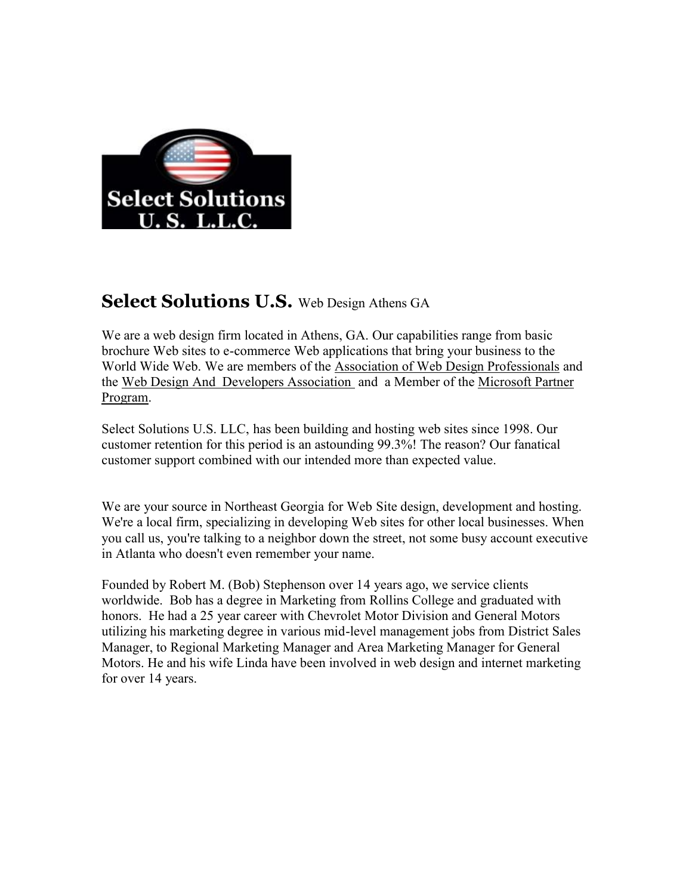## **Select Solutions U.S.** Web Design Athens GA

We are a web design firm located in Athens, GA. Our capabilities range from basic brochure Web sites to e-commerce Web applications that bring your business to the World Wide Web. We are members of the Association of Web Design Professionals and the Web Design And Developers Association and a Member of the Microsoft Partner Program.

Select Solutions U.S. LLC, has been building and hosting web sites since 1998. Our customer retention for this period is an astounding 99.3%! The reason? Our fanatical customer support combined with our intended more than expected value.

We are your source in Northeast Georgia for Web Site design, development and hosting. We're a local firm, specializing in developing Web sites for other local businesses. When you call us, you're talking to a neighbor down the street, not some busy account executive in Atlanta who doesn't even remember your name.

Founded by Robert M. (Bob) Stephenson over 14 years ago, we service clients worldwide. Bob has a degree in Marketing from Rollins College and graduated with honors. He had a 25 year career with Chevrolet Motor Division and General Motors utilizing his marketing degree in various mid-level management jobs from District Sales Manager, to Regional Marketing Manager and Area Marketing Manager for General Motors. He and his wife Linda have been involved in web design and internet marketing for over 14 years.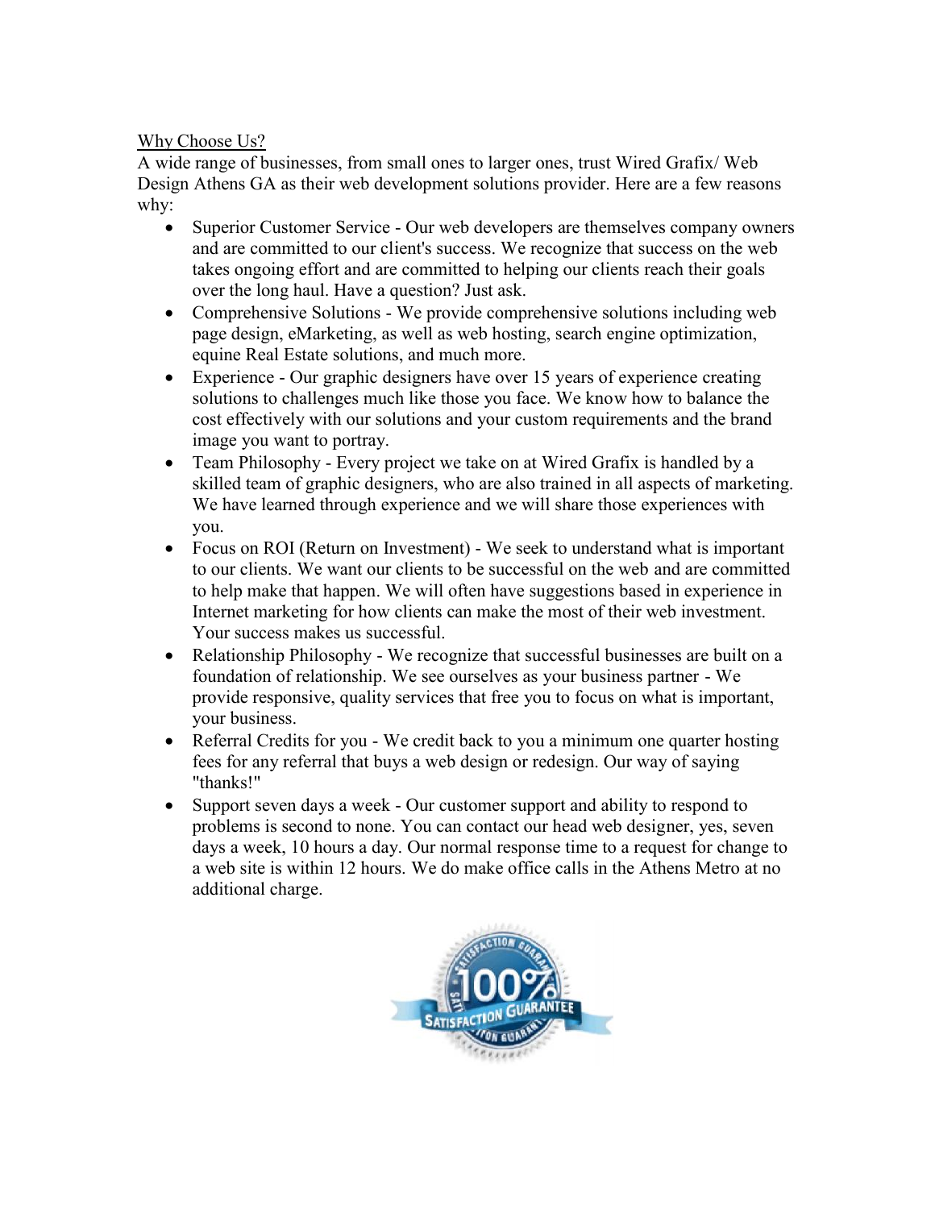<u>Why Choose Us?</u>

A wide range of businesses, from small ones to larger ones, trust Wired Grafix/ Web Design Athens GA as their web development solutions provider. Here are a few reasons why:

- Superior Customer Service - Our web developers are themselves company owners and are committed to our client's success. We recognize that success on the web takes ongoing effort and are committed to helping our clients reach their goals over the long haul. Have a question? Just ask.
- Comprehensive Solutions - We provide comprehensive solutions including web page design, eMarketing, as well as web hosting, search engine optimization, equine Real Estate solutions, and much more.
- Experience - Our graphic designers have over 15 years of experience creating solutions to challenges much like those you face. We know how to balance the cost effectively with our solutions and your custom requirements and the brand image you want to portray.
- Team Philosophy - Every project we take on at Wired Grafix is handled by a skilled team of graphic designers, who are also trained in all aspects of marketing. We have learned through experience and we will share those experiences with you.
- Focus on ROI (Return on Investment) - We seek to understand what is important to our clients. We want our clients to be successful on the web and are committed to help make that happen. We will often have suggestions based in experience in Internet marketing for how clients can make the most of their web investment. Your success makes us successful.
- Relationship Philosophy - We recognize that successful businesses are built on a foundation of relationship. We see ourselves as your business partner - We provide responsive, quality services that free you to focus on what is important, your business.
- Referral Credits for you - We credit back to you a minimum one quarter hosting fees for any referral that buys a web design or redesign. Our way of saying "thanks!"
- Support seven days a week - Our customer support and ability to respond to problems is second to none. You can contact our head web designer, yes, seven days a week, 10 hours a day. Our normal response time to a request for change to a web site is within 12 hours. We do make office calls in the Athens Metro at no additional charge.